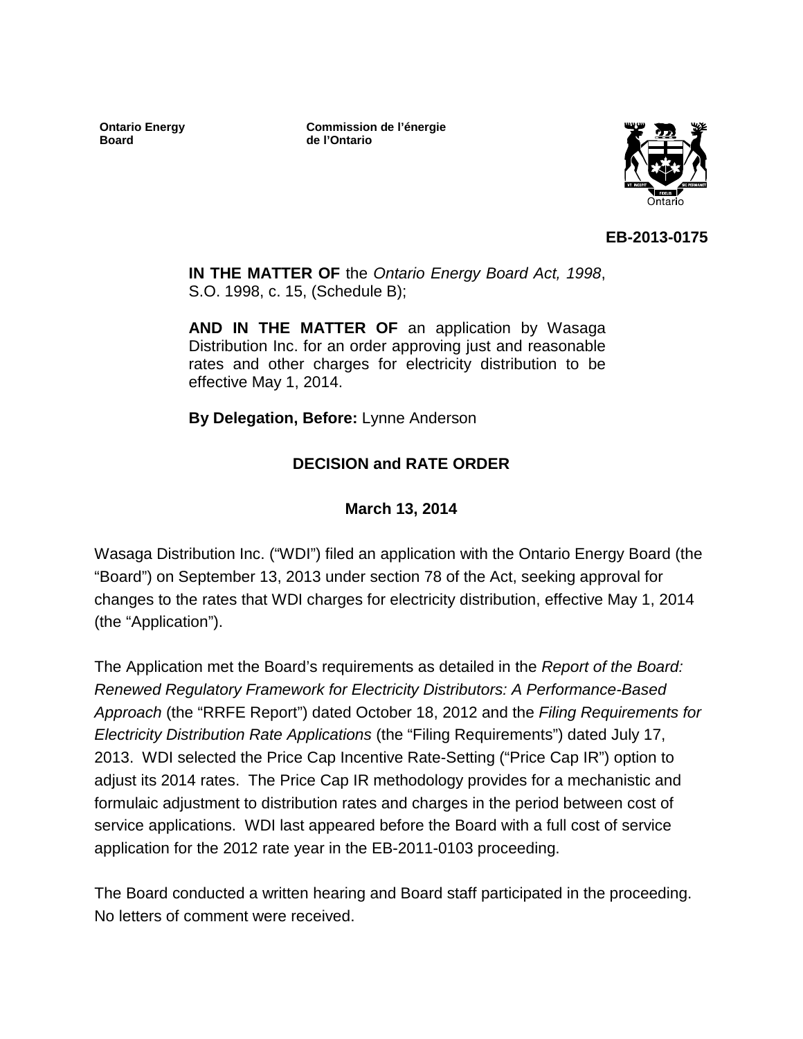**Ontario Energy Board**

**Commission de l'énergie de l'Ontario**

**EB-2013-0175**

**IN THE MATTER OF** the *Ontario Energy Board Act, 1998*, S.O. 1998, c. 15, (Schedule B);

**AND IN THE MATTER OF** an application by Wasaga Distribution Inc. for an order approving just and reasonable rates and other charges for electricity distribution to be effective May 1, 2014.

**By Delegation, Before:** Lynne Anderson

## DECISION and RATE ORDER

**March 13, 2014**

Wasaga Distribution Inc. ("WDI") filed an application with the Ontario Energy Board (the "Board") on September 13, 2013 under section 78 of the Act, seeking approval for changes to the rates that WDI charges for electricity distribution, effective May 1, 2014 (the "Application").

The Application met the Board's requirements as detailed in the *Report of the Board: Renewed Regulatory Framework for Electricity Distributors: A Performance-Based Approach* (the "RRFE Report") dated October 18, 2012 and the *Filing Requirements for Electricity Distribution Rate Applications* (the "Filing Requirements") dated July 17, 2013. WDI selected the Price Cap Incentive Rate-Setting ("Price Cap IR") option to adjust its 2014 rates. The Price Cap IR methodology provides for a mechanistic and formulaic adjustment to distribution rates and charges in the period between cost of service applications. WDI last appeared before the Board with a full cost of service application for the 2012 rate year in the EB-2011-0103 proceeding.

The Board conducted a written hearing and Board staff participated in the proceeding. No letters of comment were received.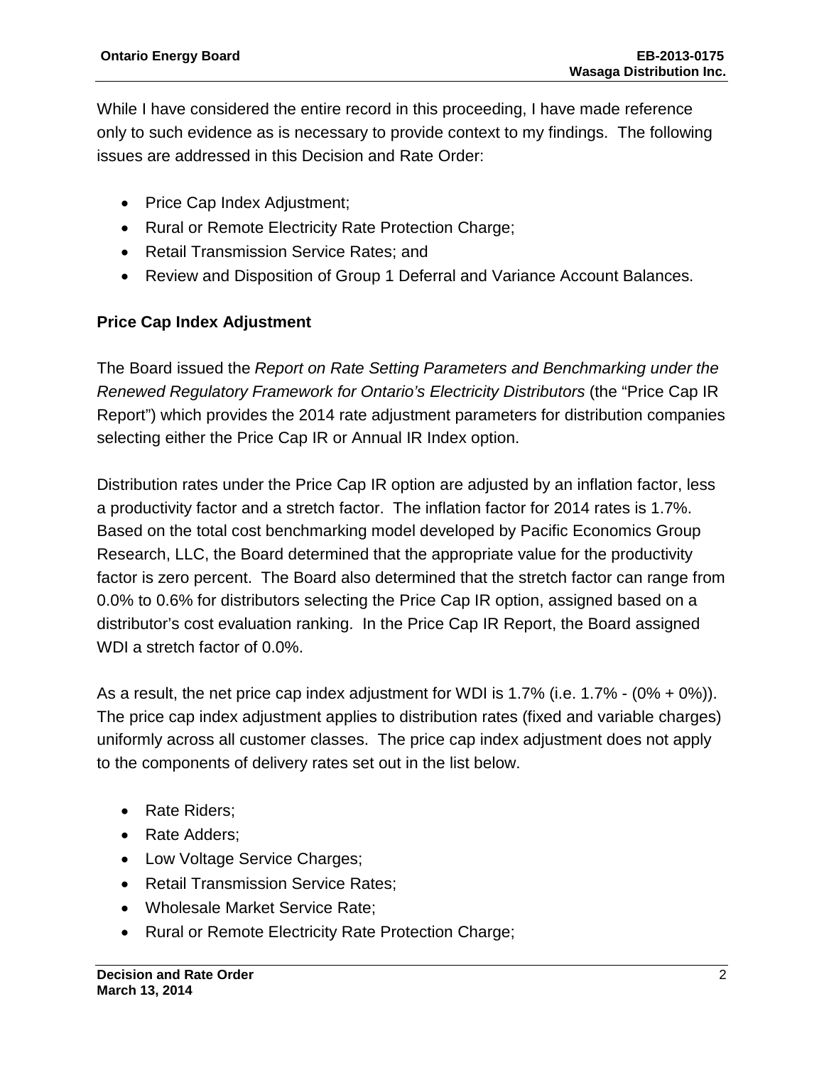While I have considered the entire record in this proceeding, I have made reference only to such evidence as is necessary to provide context to my findings. The following issues are addressed in this Decision and Rate Order:

- Price Cap Index Adjustment;
- Rural or Remote Electricity Rate Protection Charge;
- Retail Transmission Service Rates; and
- Review and Disposition of Group 1 Deferral and Variance Account Balances.

### Price Cap Index Adjustment

The Board issued the *Report on Rate Setting Parameters and Benchmarking under the Renewed Regulatory Framework for Ontario's Electricity Distributors* (the "Price Cap IR Report") which provides the 2014 rate adjustment parameters for distribution companies selecting either the Price Cap IR or Annual IR Index option.

Distribution rates under the Price Cap IR option are adjusted by an inflation factor, less a productivity factor and a stretch factor. The inflation factor for 2014 rates is 1.7%. Based on the total cost benchmarking model developed by Pacific Economics Group Research, LLC, the Board determined that the appropriate value for the productivity factor is zero percent. The Board also determined that the stretch factor can range from 0.0% to 0.6% for distributors selecting the Price Cap IR option, assigned based on a distributor's cost evaluation ranking. In the Price Cap IR Report, the Board assigned WDI a stretch factor of 0.0%.

As a result, the net price cap index adjustment for WDI is 1.7% (i.e. 1.7% - (0% + 0%)). The price cap index adjustment applies to distribution rates (fixed and variable charges) uniformly across all customer classes. The price cap index adjustment does not apply to the components of delivery rates set out in the list below.

- Rate Riders;
- Rate Adders;
- Low Voltage Service Charges;
- Retail Transmission Service Rates;
- Wholesale Market Service Rate;
- Rural or Remote Electricity Rate Protection Charge;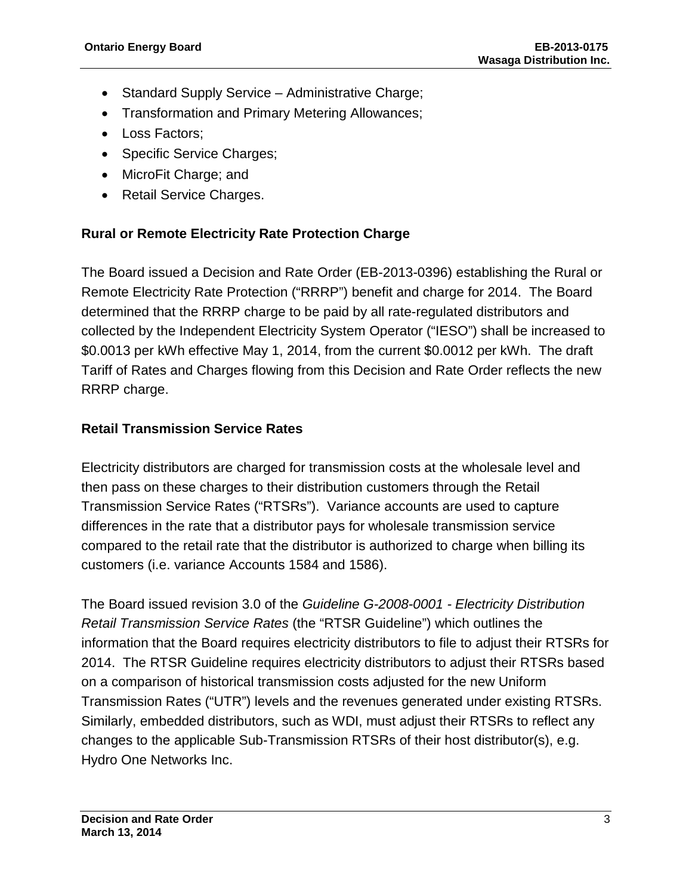- Standard Supply Service – Administrative Charge;
- Transformation and Primary Metering Allowances;
- Loss Factors;
- Specific Service Charges;
- MicroFit Charge; and
- Retail Service Charges.

## Rural or Remote Electricity Rate Protection Charge

The Board issued a Decision and Rate Order (EB-2013-0396) establishing the Rural or Remote Electricity Rate Protection ("RRRP") benefit and charge for 2014. The Board determined that the RRRP charge to be paid by all rate-regulated distributors and collected by the Independent Electricity System Operator ("IESO") shall be increased to $0.0013 per kWh effective May 1, 2014, from the current $0.0012 per kWh. The draft Tariff of Rates and Charges flowing from this Decision and Rate Order reflects the new RRRP charge.

## Retail Transmission Service Rates

Electricity distributors are charged for transmission costs at the wholesale level and then pass on these charges to their distribution customers through the Retail Transmission Service Rates ("RTSRs"). Variance accounts are used to capture differences in the rate that a distributor pays for wholesale transmission service compared to the retail rate that the distributor is authorized to charge when billing its customers (i.e. variance Accounts 1584 and 1586).

The Board issued revision 3.0 of the *Guideline G-2008-0001 - Electricity Distribution Retail Transmission Service Rates* (the "RTSR Guideline") which outlines the information that the Board requires electricity distributors to file to adjust their RTSRs for 2014. The RTSR Guideline requires electricity distributors to adjust their RTSRs based on a comparison of historical transmission costs adjusted for the new Uniform Transmission Rates ("UTR") levels and the revenues generated under existing RTSRs. Similarly, embedded distributors, such as WDI, must adjust their RTSRs to reflect any changes to the applicable Sub-Transmission RTSRs of their host distributor(s), e.g. Hydro One Networks Inc.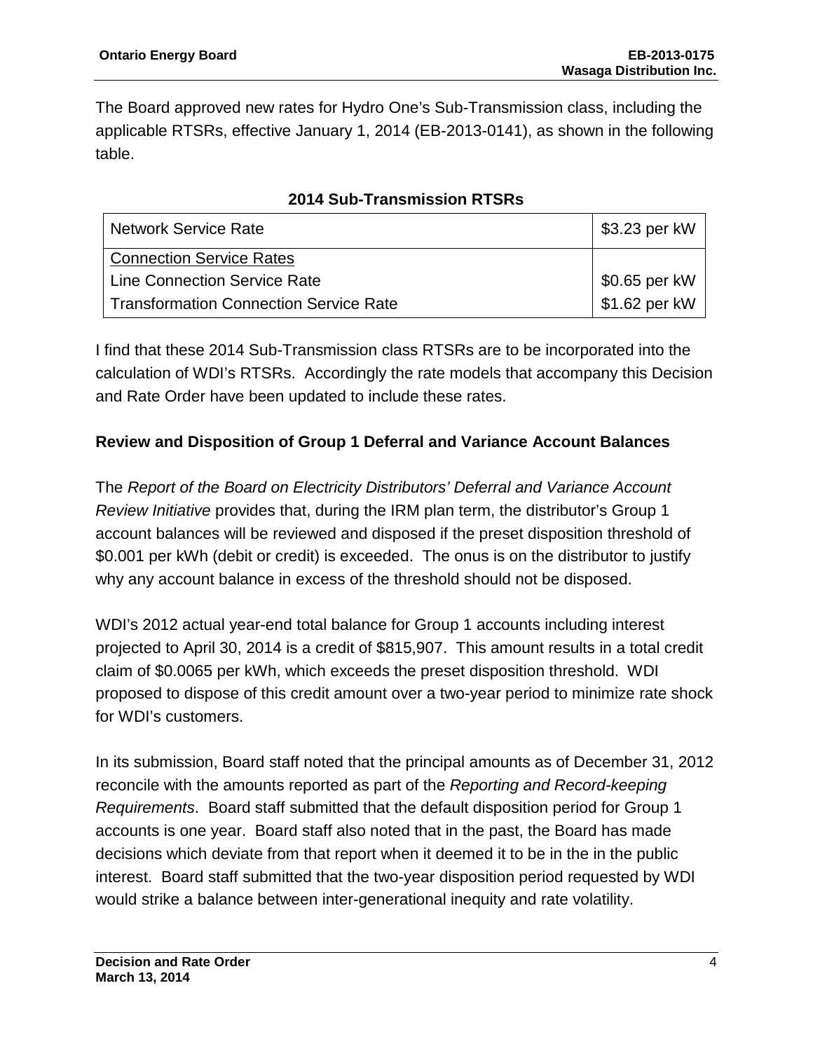The Board approved new rates for Hydro One's Sub-Transmission class, including the applicable RTSRs, effective January 1, 2014 (EB-2013-0141), as shown in the following table.

**2014 Sub-Transmission RTSRs**

| | |
|---|---|
| Network Service Rate | \$3.23 per kW |
| <u>Connection Service Rates</u> | |
| Line Connection Service Rate | \$0.65 per kW |
| Transformation Connection Service Rate | \$1.62 per kW |

I find that these 2014 Sub-Transmission class RTSRs are to be incorporated into the calculation of WDI's RTSRs. Accordingly the rate models that accompany this Decision and Rate Order have been updated to include these rates.

**Review and Disposition of Group 1 Deferral and Variance Account Balances**

The *Report of the Board on Electricity Distributors' Deferral and Variance Account Review Initiative* provides that, during the IRM plan term, the distributor's Group 1 account balances will be reviewed and disposed if the preset disposition threshold of \$0.001 per kWh (debit or credit) is exceeded. The onus is on the distributor to justify why any account balance in excess of the threshold should not be disposed.

WDI's 2012 actual year-end total balance for Group 1 accounts including interest projected to April 30, 2014 is a credit of \$815,907. This amount results in a total credit claim of \$0.0065 per kWh, which exceeds the preset disposition threshold. WDI proposed to dispose of this credit amount over a two-year period to minimize rate shock for WDI's customers.

In its submission, Board staff noted that the principal amounts as of December 31, 2012 reconcile with the amounts reported as part of the *Reporting and Record-keeping Requirements*. Board staff submitted that the default disposition period for Group 1 accounts is one year. Board staff also noted that in the past, the Board has made decisions which deviate from that report when it deemed it to be in the in the public interest. Board staff submitted that the two-year disposition period requested by WDI would strike a balance between inter-generational inequity and rate volatility.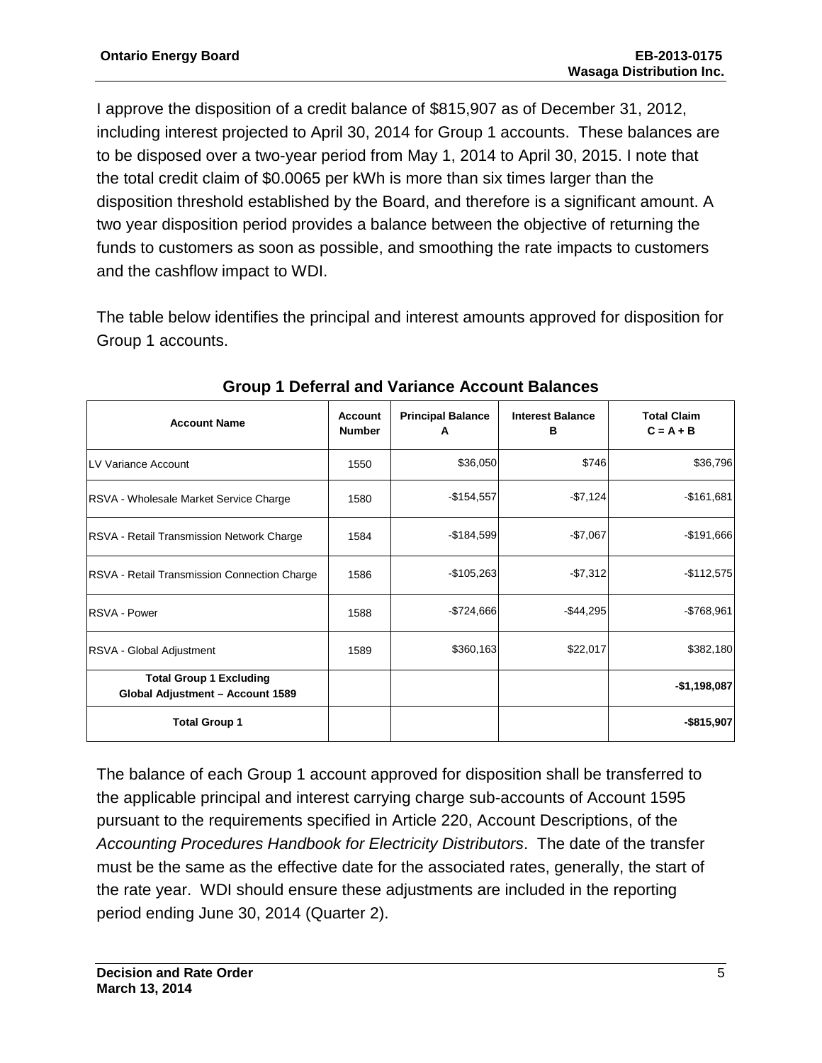I approve the disposition of a credit balance of $815,907 as of December 31, 2012, including interest projected to April 30, 2014 for Group 1 accounts. These balances are to be disposed over a two-year period from May 1, 2014 to April 30, 2015. I note that the total credit claim of $0.0065 per kWh is more than six times larger than the disposition threshold established by the Board, and therefore is a significant amount. A two year disposition period provides a balance between the objective of returning the funds to customers as soon as possible, and smoothing the rate impacts to customers and the cashflow impact to WDI.

The table below identifies the principal and interest amounts approved for disposition for Group 1 accounts.

**Group 1 Deferral and Variance Account Balances**

| Account Name | Account Number | Principal Balance A | Interest Balance B | Total Claim C = A + B |
|---|---|---|---|---|
| LV Variance Account | 1550 | $36,050 | $746 | $36,796 |
| RSVA - Wholesale Market Service Charge | 1580 | -$154,557 | -$7,124 | -$161,681 |
| RSVA - Retail Transmission Network Charge | 1584 | -$184,599 | -$7,067 | -$191,666 |
| RSVA - Retail Transmission Connection Charge | 1586 | -$105,263 | -$7,312 | -$112,575 |
| RSVA - Power | 1588 | -$724,666 | -$44,295 | -$768,961 |
| RSVA - Global Adjustment | 1589 | $360,163 | $22,017 | $382,180 |
| **Total Group 1 Excluding Global Adjustment – Account 1589** | | | | **-$1,198,087** |
| **Total Group 1** | | | | **-$815,907** |

The balance of each Group 1 account approved for disposition shall be transferred to the applicable principal and interest carrying charge sub-accounts of Account 1595 pursuant to the requirements specified in Article 220, Account Descriptions, of the *Accounting Procedures Handbook for Electricity Distributors*. The date of the transfer must be the same as the effective date for the associated rates, generally, the start of the rate year. WDI should ensure these adjustments are included in the reporting period ending June 30, 2014 (Quarter 2).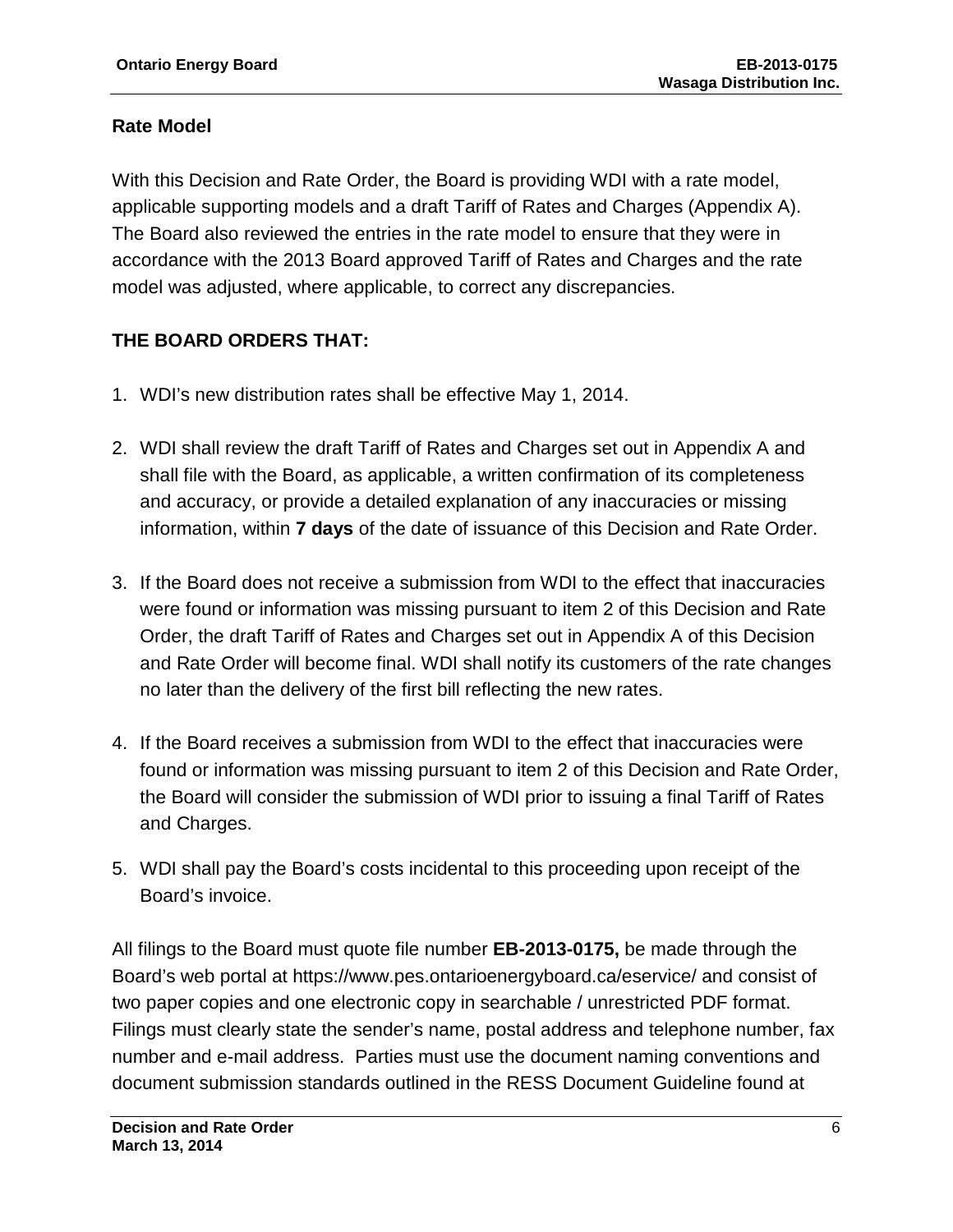## Rate Model

With this Decision and Rate Order, the Board is providing WDI with a rate model, applicable supporting models and a draft Tariff of Rates and Charges (Appendix A). The Board also reviewed the entries in the rate model to ensure that they were in accordance with the 2013 Board approved Tariff of Rates and Charges and the rate model was adjusted, where applicable, to correct any discrepancies.

## THE BOARD ORDERS THAT:

1. WDI's new distribution rates shall be effective May 1, 2014.

2. WDI shall review the draft Tariff of Rates and Charges set out in Appendix A and shall file with the Board, as applicable, a written confirmation of its completeness and accuracy, or provide a detailed explanation of any inaccuracies or missing information, within **7 days** of the date of issuance of this Decision and Rate Order.

3. If the Board does not receive a submission from WDI to the effect that inaccuracies were found or information was missing pursuant to item 2 of this Decision and Rate Order, the draft Tariff of Rates and Charges set out in Appendix A of this Decision and Rate Order will become final. WDI shall notify its customers of the rate changes no later than the delivery of the first bill reflecting the new rates.

4. If the Board receives a submission from WDI to the effect that inaccuracies were found or information was missing pursuant to item 2 of this Decision and Rate Order, the Board will consider the submission of WDI prior to issuing a final Tariff of Rates and Charges.

5. WDI shall pay the Board's costs incidental to this proceeding upon receipt of the Board's invoice.

All filings to the Board must quote file number **EB-2013-0175,** be made through the Board's web portal at https://www.pes.ontarioenergyboard.ca/eservice/ and consist of two paper copies and one electronic copy in searchable / unrestricted PDF format. Filings must clearly state the sender's name, postal address and telephone number, fax number and e-mail address. Parties must use the document naming conventions and document submission standards outlined in the RESS Document Guideline found at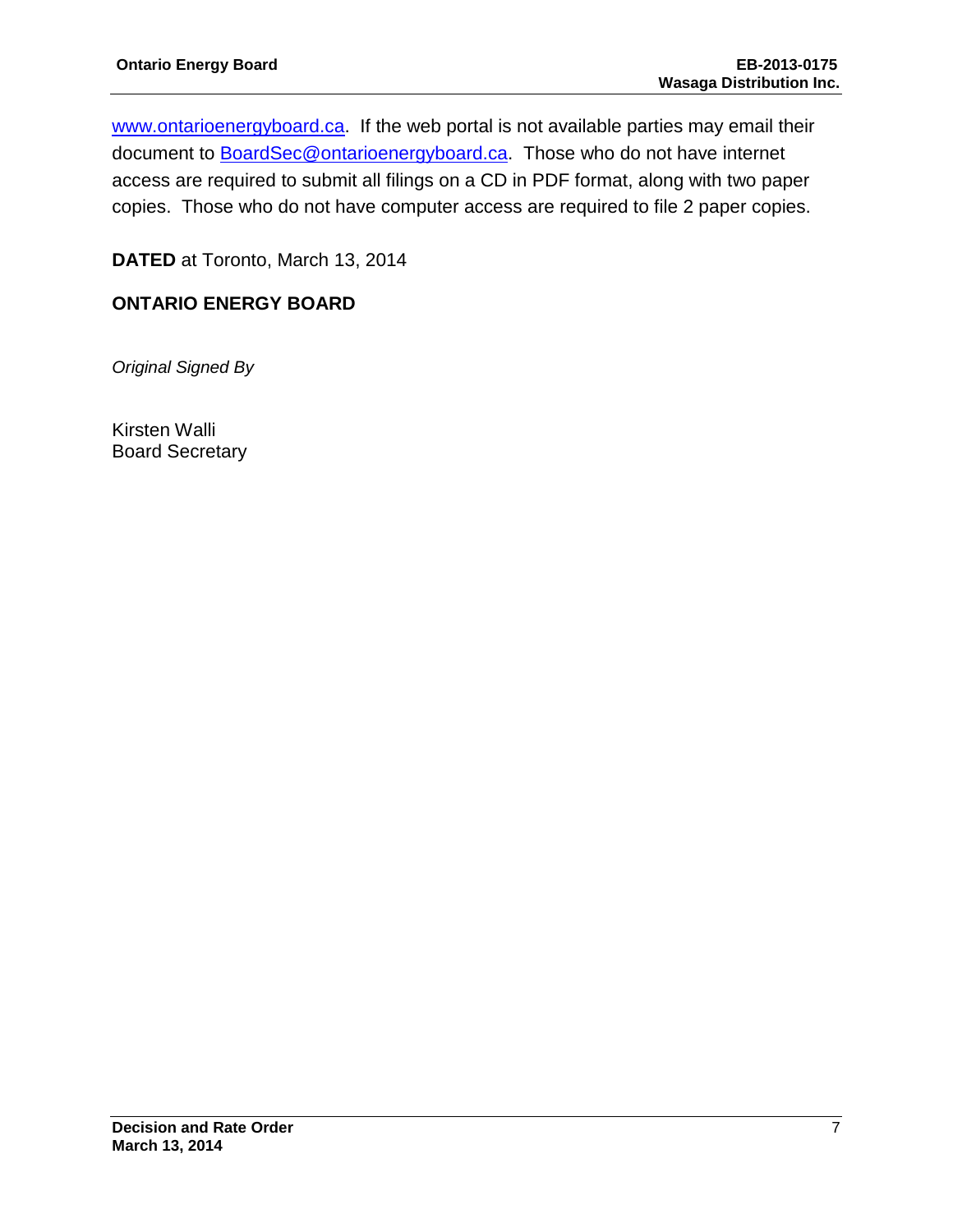www.ontarioenergyboard.ca. If the web portal is not available parties may email their document to BoardSec@ontarioenergyboard.ca. Those who do not have internet access are required to submit all filings on a CD in PDF format, along with two paper copies. Those who do not have computer access are required to file 2 paper copies.

**DATED** at Toronto, March 13, 2014

**ONTARIO ENERGY BOARD**

*Original Signed By*

Kirsten Walli  
Board Secretary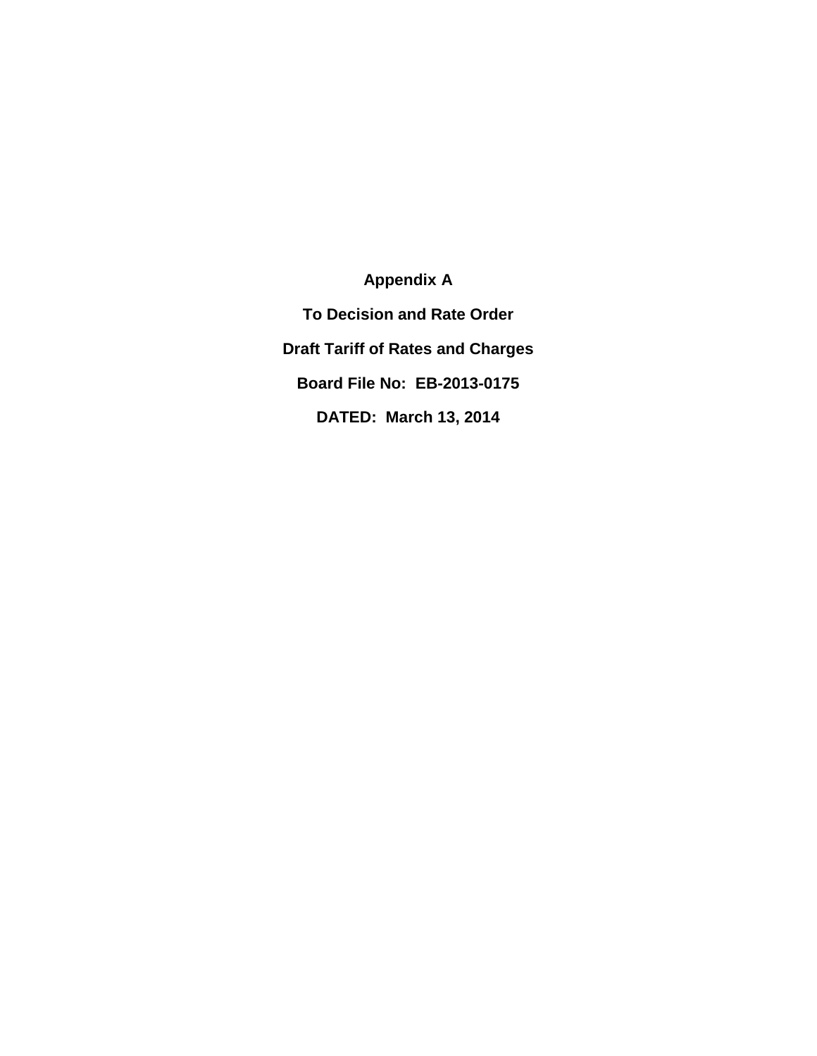**Appendix A**

**To Decision and Rate Order**

**Draft Tariff of Rates and Charges**

**Board File No: EB-2013-0175**

**DATED: March 13, 2014**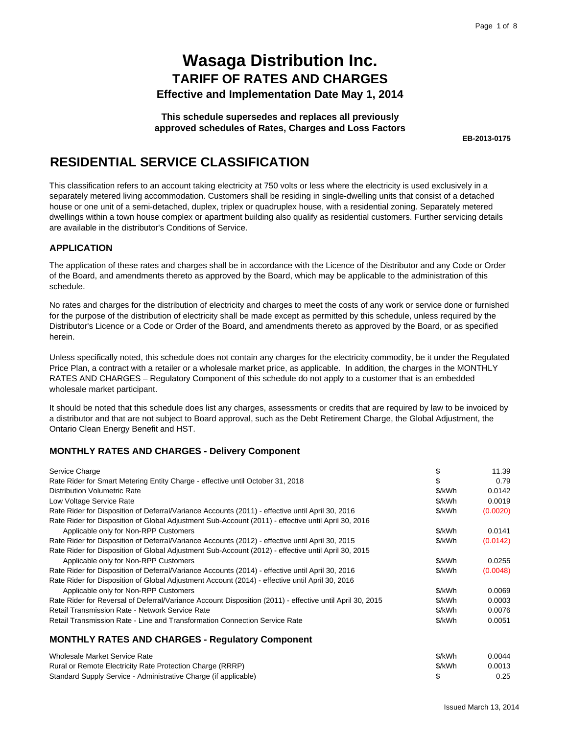# Wasaga Distribution Inc.

## TARIFF OF RATES AND CHARGES

### Effective and Implementation Date May 1, 2014

**This schedule supersedes and replaces all previously approved schedules of Rates, Charges and Loss Factors**

**EB-2013-0175**

# RESIDENTIAL SERVICE CLASSIFICATION

This classification refers to an account taking electricity at 750 volts or less where the electricity is used exclusively in a separately metered living accommodation. Customers shall be residing in single-dwelling units that consist of a detached house or one unit of a semi-detached, duplex, triplex or quadruplex house, with a residential zoning. Separately metered dwellings within a town house complex or apartment building also qualify as residential customers. Further servicing details are available in the distributor's Conditions of Service.

### APPLICATION

The application of these rates and charges shall be in accordance with the Licence of the Distributor and any Code or Order of the Board, and amendments thereto as approved by the Board, which may be applicable to the administration of this schedule.

No rates and charges for the distribution of electricity and charges to meet the costs of any work or service done or furnished for the purpose of the distribution of electricity shall be made except as permitted by this schedule, unless required by the Distributor's Licence or a Code or Order of the Board, and amendments thereto as approved by the Board, or as specified herein.

Unless specifically noted, this schedule does not contain any charges for the electricity commodity, be it under the Regulated Price Plan, a contract with a retailer or a wholesale market price, as applicable. In addition, the charges in the MONTHLY RATES AND CHARGES – Regulatory Component of this schedule do not apply to a customer that is an embedded wholesale market participant.

It should be noted that this schedule does list any charges, assessments or credits that are required by law to be invoiced by a distributor and that are not subject to Board approval, such as the Debt Retirement Charge, the Global Adjustment, the Ontario Clean Energy Benefit and HST.

### MONTHLY RATES AND CHARGES - Delivery Component

| | | |
|---|---|---|
| Service Charge | $ | 11.39 |
| Rate Rider for Smart Metering Entity Charge - effective until October 31, 2018 | $ | 0.79 |
| Distribution Volumetric Rate | $/kWh | 0.0142 |
| Low Voltage Service Rate | $/kWh | 0.0019 |
| Rate Rider for Disposition of Deferral/Variance Accounts (2011) - effective until April 30, 2016 | $/kWh | (0.0020) |
| Rate Rider for Disposition of Global Adjustment Sub-Account (2011) - effective until April 30, 2016 Applicable only for Non-RPP Customers | $/kWh | 0.0141 |
| Rate Rider for Disposition of Deferral/Variance Accounts (2012) - effective until April 30, 2015 | $/kWh | (0.0142) |
| Rate Rider for Disposition of Global Adjustment Sub-Account (2012) - effective until April 30, 2015 Applicable only for Non-RPP Customers | $/kWh | 0.0255 |
| Rate Rider for Disposition of Deferral/Variance Accounts (2014) - effective until April 30, 2016 | $/kWh | (0.0048) |
| Rate Rider for Disposition of Global Adjustment Account (2014) - effective until April 30, 2016 Applicable only for Non-RPP Customers | $/kWh | 0.0069 |
| Rate Rider for Reversal of Deferral/Variance Account Disposition (2011) - effective until April 30, 2015 | $/kWh | 0.0003 |
| Retail Transmission Rate - Network Service Rate | $/kWh | 0.0076 |
| Retail Transmission Rate - Line and Transformation Connection Service Rate | $/kWh | 0.0051 |

### MONTHLY RATES AND CHARGES - Regulatory Component

| | | |
|---|---|---|
| Wholesale Market Service Rate | $/kWh | 0.0044 |
| Rural or Remote Electricity Rate Protection Charge (RRRP) | $/kWh | 0.0013 |
| Standard Supply Service - Administrative Charge (if applicable) | $ | 0.25 |

Issued March 13, 2014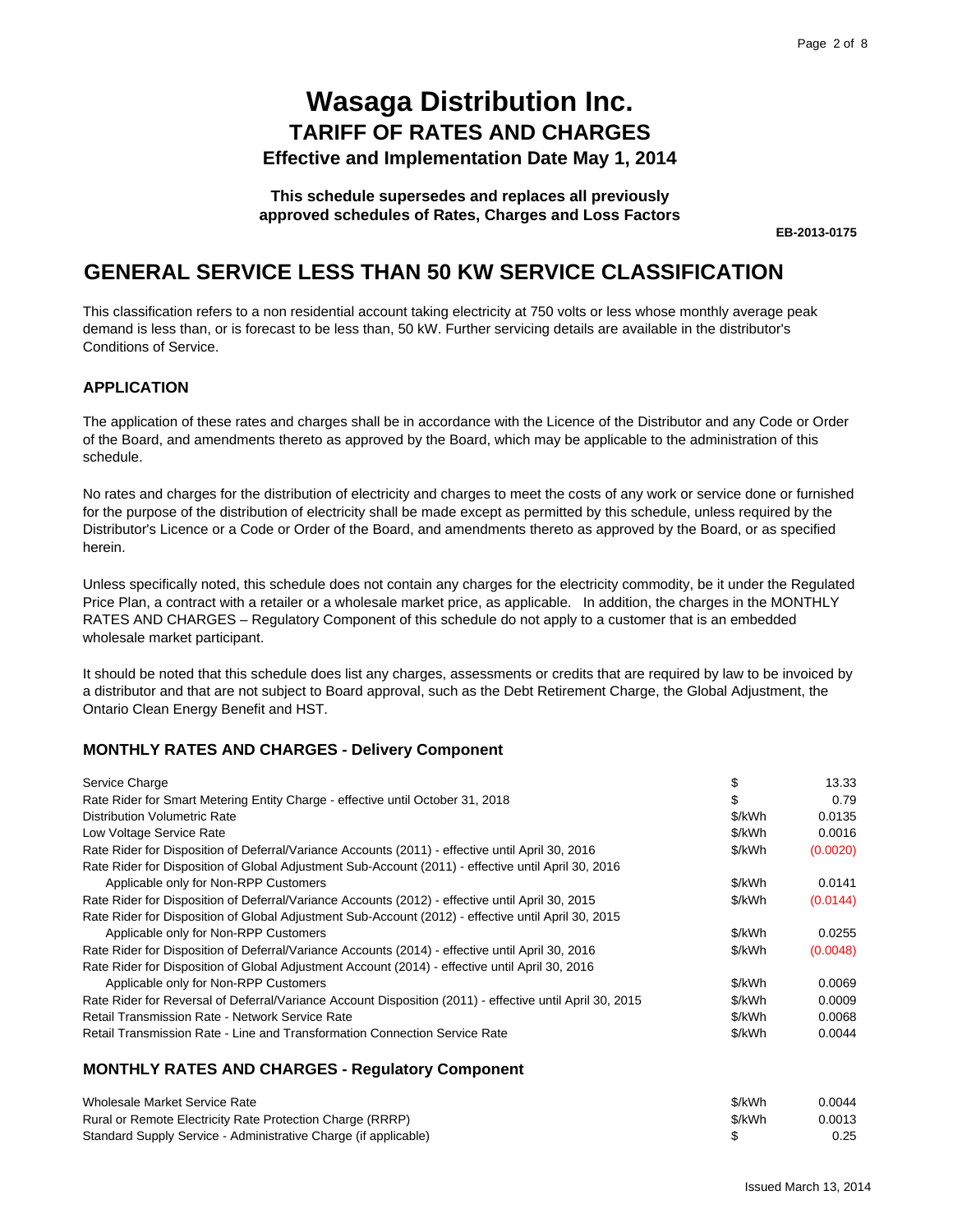# Wasaga Distribution Inc.

## TARIFF OF RATES AND CHARGES

### Effective and Implementation Date May 1, 2014

**This schedule supersedes and replaces all previously approved schedules of Rates, Charges and Loss Factors**

**EB-2013-0175**

# GENERAL SERVICE LESS THAN 50 KW SERVICE CLASSIFICATION

This classification refers to a non residential account taking electricity at 750 volts or less whose monthly average peak demand is less than, or is forecast to be less than, 50 kW. Further servicing details are available in the distributor's Conditions of Service.

### APPLICATION

The application of these rates and charges shall be in accordance with the Licence of the Distributor and any Code or Order of the Board, and amendments thereto as approved by the Board, which may be applicable to the administration of this schedule.

No rates and charges for the distribution of electricity and charges to meet the costs of any work or service done or furnished for the purpose of the distribution of electricity shall be made except as permitted by this schedule, unless required by the Distributor's Licence or a Code or Order of the Board, and amendments thereto as approved by the Board, or as specified herein.

Unless specifically noted, this schedule does not contain any charges for the electricity commodity, be it under the Regulated Price Plan, a contract with a retailer or a wholesale market price, as applicable. In addition, the charges in the MONTHLY RATES AND CHARGES – Regulatory Component of this schedule do not apply to a customer that is an embedded wholesale market participant.

It should be noted that this schedule does list any charges, assessments or credits that are required by law to be invoiced by a distributor and that are not subject to Board approval, such as the Debt Retirement Charge, the Global Adjustment, the Ontario Clean Energy Benefit and HST.

### MONTHLY RATES AND CHARGES - Delivery Component

| | | |
|---|---|---|
| Service Charge | $ | 13.33 |
| Rate Rider for Smart Metering Entity Charge - effective until October 31, 2018 | $ | 0.79 |
| Distribution Volumetric Rate | $/kWh | 0.0135 |
| Low Voltage Service Rate | $/kWh | 0.0016 |
| Rate Rider for Disposition of Deferral/Variance Accounts (2011) - effective until April 30, 2016 | $/kWh | (0.0020) |
| Rate Rider for Disposition of Global Adjustment Sub-Account (2011) - effective until April 30, 2016 Applicable only for Non-RPP Customers | $/kWh | 0.0141 |
| Rate Rider for Disposition of Deferral/Variance Accounts (2012) - effective until April 30, 2015 | $/kWh | (0.0144) |
| Rate Rider for Disposition of Global Adjustment Sub-Account (2012) - effective until April 30, 2015 Applicable only for Non-RPP Customers | $/kWh | 0.0255 |
| Rate Rider for Disposition of Deferral/Variance Accounts (2014) - effective until April 30, 2016 | $/kWh | (0.0048) |
| Rate Rider for Disposition of Global Adjustment Account (2014) - effective until April 30, 2016 Applicable only for Non-RPP Customers | $/kWh | 0.0069 |
| Rate Rider for Reversal of Deferral/Variance Account Disposition (2011) - effective until April 30, 2015 | $/kWh | 0.0009 |
| Retail Transmission Rate - Network Service Rate | $/kWh | 0.0068 |
| Retail Transmission Rate - Line and Transformation Connection Service Rate | $/kWh | 0.0044 |

### MONTHLY RATES AND CHARGES - Regulatory Component

| | | |
|---|---|---|
| Wholesale Market Service Rate | $/kWh | 0.0044 |
| Rural or Remote Electricity Rate Protection Charge (RRRP) | $/kWh | 0.0013 |
| Standard Supply Service - Administrative Charge (if applicable) | $ | 0.25 |

Issued March 13, 2014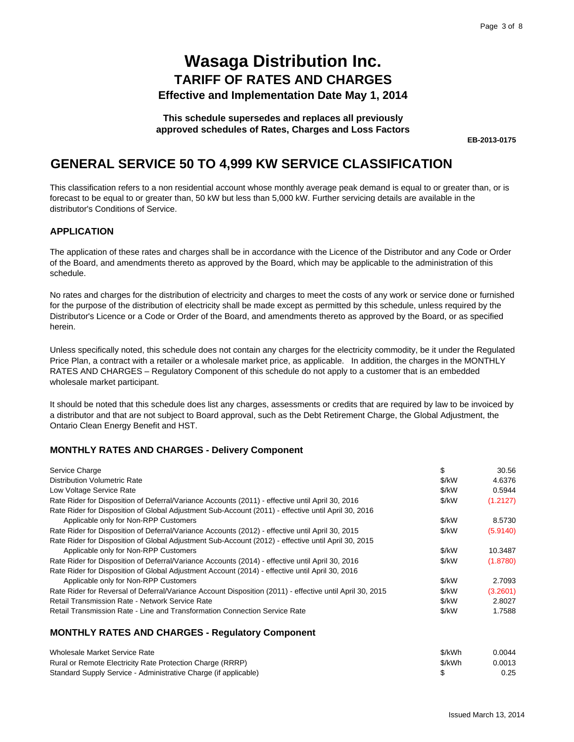# Wasaga Distribution Inc.

## TARIFF OF RATES AND CHARGES

### Effective and Implementation Date May 1, 2014

**This schedule supersedes and replaces all previously approved schedules of Rates, Charges and Loss Factors**

**EB-2013-0175**

## GENERAL SERVICE 50 TO 4,999 KW SERVICE CLASSIFICATION

This classification refers to a non residential account whose monthly average peak demand is equal to or greater than, or is forecast to be equal to or greater than, 50 kW but less than 5,000 kW. Further servicing details are available in the distributor's Conditions of Service.

### APPLICATION

The application of these rates and charges shall be in accordance with the Licence of the Distributor and any Code or Order of the Board, and amendments thereto as approved by the Board, which may be applicable to the administration of this schedule.

No rates and charges for the distribution of electricity and charges to meet the costs of any work or service done or furnished for the purpose of the distribution of electricity shall be made except as permitted by this schedule, unless required by the Distributor's Licence or a Code or Order of the Board, and amendments thereto as approved by the Board, or as specified herein.

Unless specifically noted, this schedule does not contain any charges for the electricity commodity, be it under the Regulated Price Plan, a contract with a retailer or a wholesale market price, as applicable. In addition, the charges in the MONTHLY RATES AND CHARGES – Regulatory Component of this schedule do not apply to a customer that is an embedded wholesale market participant.

It should be noted that this schedule does list any charges, assessments or credits that are required by law to be invoiced by a distributor and that are not subject to Board approval, such as the Debt Retirement Charge, the Global Adjustment, the Ontario Clean Energy Benefit and HST.

### MONTHLY RATES AND CHARGES - Delivery Component

| | | |
|---|---|---|
| Service Charge | $ | 30.56 |
| Distribution Volumetric Rate | $/kW | 4.6376 |
| Low Voltage Service Rate | $/kW | 0.5944 |
| Rate Rider for Disposition of Deferral/Variance Accounts (2011) - effective until April 30, 2016 | $/kW | (1.2127) |
| Rate Rider for Disposition of Global Adjustment Sub-Account (2011) - effective until April 30, 2016 Applicable only for Non-RPP Customers | $/kW | 8.5730 |
| Rate Rider for Disposition of Deferral/Variance Accounts (2012) - effective until April 30, 2015 | $/kW | (5.9140) |
| Rate Rider for Disposition of Global Adjustment Sub-Account (2012) - effective until April 30, 2015 Applicable only for Non-RPP Customers | $/kW | 10.3487 |
| Rate Rider for Disposition of Deferral/Variance Accounts (2014) - effective until April 30, 2016 | $/kW | (1.8780) |
| Rate Rider for Disposition of Global Adjustment Account (2014) - effective until April 30, 2016 Applicable only for Non-RPP Customers | $/kW | 2.7093 |
| Rate Rider for Reversal of Deferral/Variance Account Disposition (2011) - effective until April 30, 2015 | $/kW | (3.2601) |
| Retail Transmission Rate - Network Service Rate | $/kW | 2.8027 |
| Retail Transmission Rate - Line and Transformation Connection Service Rate | $/kW | 1.7588 |

### MONTHLY RATES AND CHARGES - Regulatory Component

| | | |
|---|---|---|
| Wholesale Market Service Rate | $/kWh | 0.0044 |
| Rural or Remote Electricity Rate Protection Charge (RRRP) | $/kWh | 0.0013 |
| Standard Supply Service - Administrative Charge (if applicable) | $ | 0.25 |

Issued March 13, 2014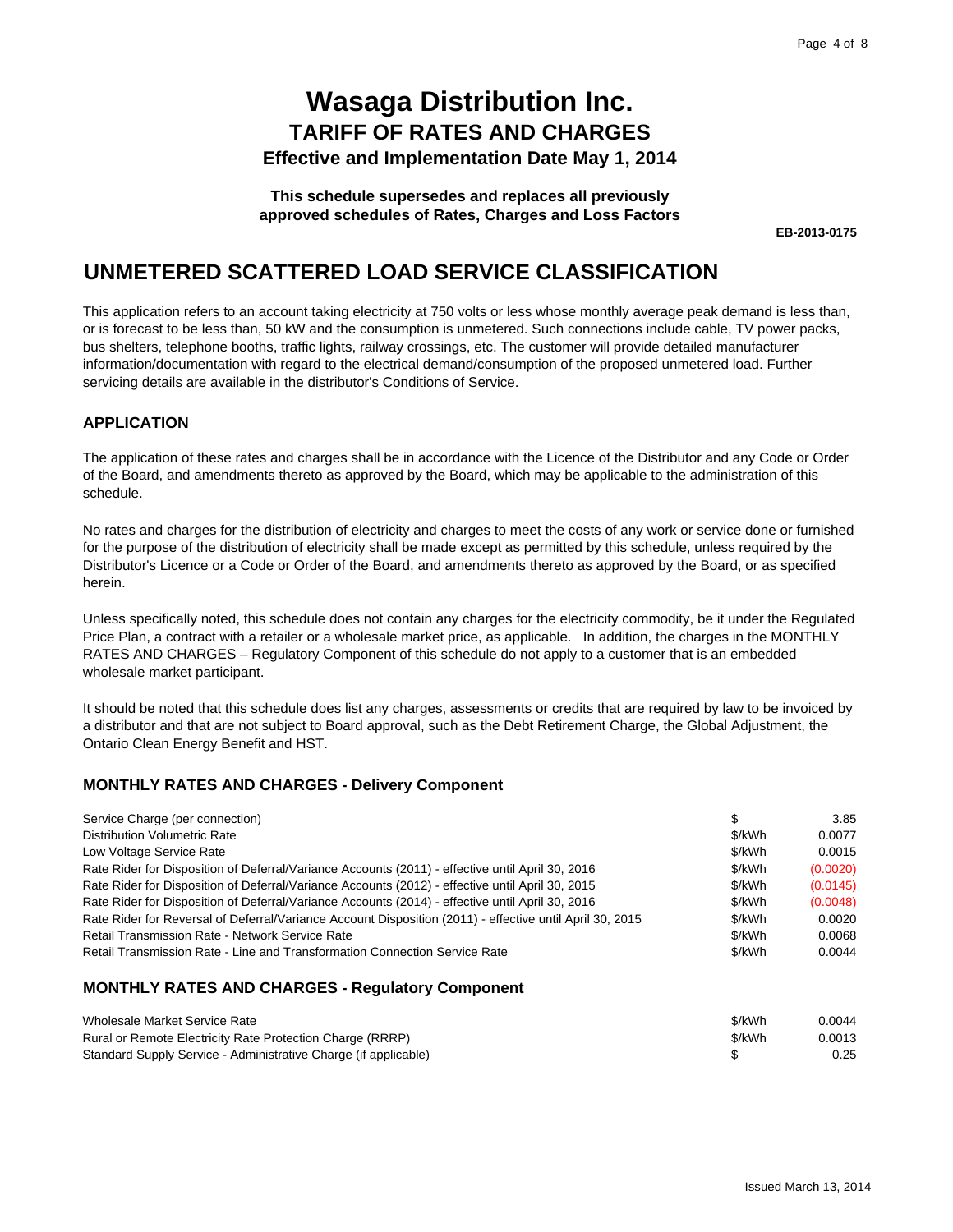# Wasaga Distribution Inc.

## TARIFF OF RATES AND CHARGES

### Effective and Implementation Date May 1, 2014

**This schedule supersedes and replaces all previously approved schedules of Rates, Charges and Loss Factors**

**EB-2013-0175**

# UNMETERED SCATTERED LOAD SERVICE CLASSIFICATION

This application refers to an account taking electricity at 750 volts or less whose monthly average peak demand is less than, or is forecast to be less than, 50 kW and the consumption is unmetered. Such connections include cable, TV power packs, bus shelters, telephone booths, traffic lights, railway crossings, etc. The customer will provide detailed manufacturer information/documentation with regard to the electrical demand/consumption of the proposed unmetered load. Further servicing details are available in the distributor's Conditions of Service.

## APPLICATION

The application of these rates and charges shall be in accordance with the Licence of the Distributor and any Code or Order of the Board, and amendments thereto as approved by the Board, which may be applicable to the administration of this schedule.

No rates and charges for the distribution of electricity and charges to meet the costs of any work or service done or furnished for the purpose of the distribution of electricity shall be made except as permitted by this schedule, unless required by the Distributor's Licence or a Code or Order of the Board, and amendments thereto as approved by the Board, or as specified herein.

Unless specifically noted, this schedule does not contain any charges for the electricity commodity, be it under the Regulated Price Plan, a contract with a retailer or a wholesale market price, as applicable. In addition, the charges in the MONTHLY RATES AND CHARGES – Regulatory Component of this schedule do not apply to a customer that is an embedded wholesale market participant.

It should be noted that this schedule does list any charges, assessments or credits that are required by law to be invoiced by a distributor and that are not subject to Board approval, such as the Debt Retirement Charge, the Global Adjustment, the Ontario Clean Energy Benefit and HST.

## MONTHLY RATES AND CHARGES - Delivery Component

| Charge | Unit | Rate |
|---|---|---|
| Service Charge (per connection) | $ | 3.85 |
| Distribution Volumetric Rate | $/kWh | 0.0077 |
| Low Voltage Service Rate | $/kWh | 0.0015 |
| Rate Rider for Disposition of Deferral/Variance Accounts (2011) - effective until April 30, 2016 | $/kWh | (0.0020) |
| Rate Rider for Disposition of Deferral/Variance Accounts (2012) - effective until April 30, 2015 | $/kWh | (0.0145) |
| Rate Rider for Disposition of Deferral/Variance Accounts (2014) - effective until April 30, 2016 | $/kWh | (0.0048) |
| Rate Rider for Reversal of Deferral/Variance Account Disposition (2011) - effective until April 30, 2015 | $/kWh | 0.0020 |
| Retail Transmission Rate - Network Service Rate | $/kWh | 0.0068 |
| Retail Transmission Rate - Line and Transformation Connection Service Rate | $/kWh | 0.0044 |

## MONTHLY RATES AND CHARGES - Regulatory Component

| Charge | Unit | Rate |
|---|---|---|
| Wholesale Market Service Rate | $/kWh | 0.0044 |
| Rural or Remote Electricity Rate Protection Charge (RRRP) | $/kWh | 0.0013 |
| Standard Supply Service - Administrative Charge (if applicable) | $ | 0.25 |

Issued March 13, 2014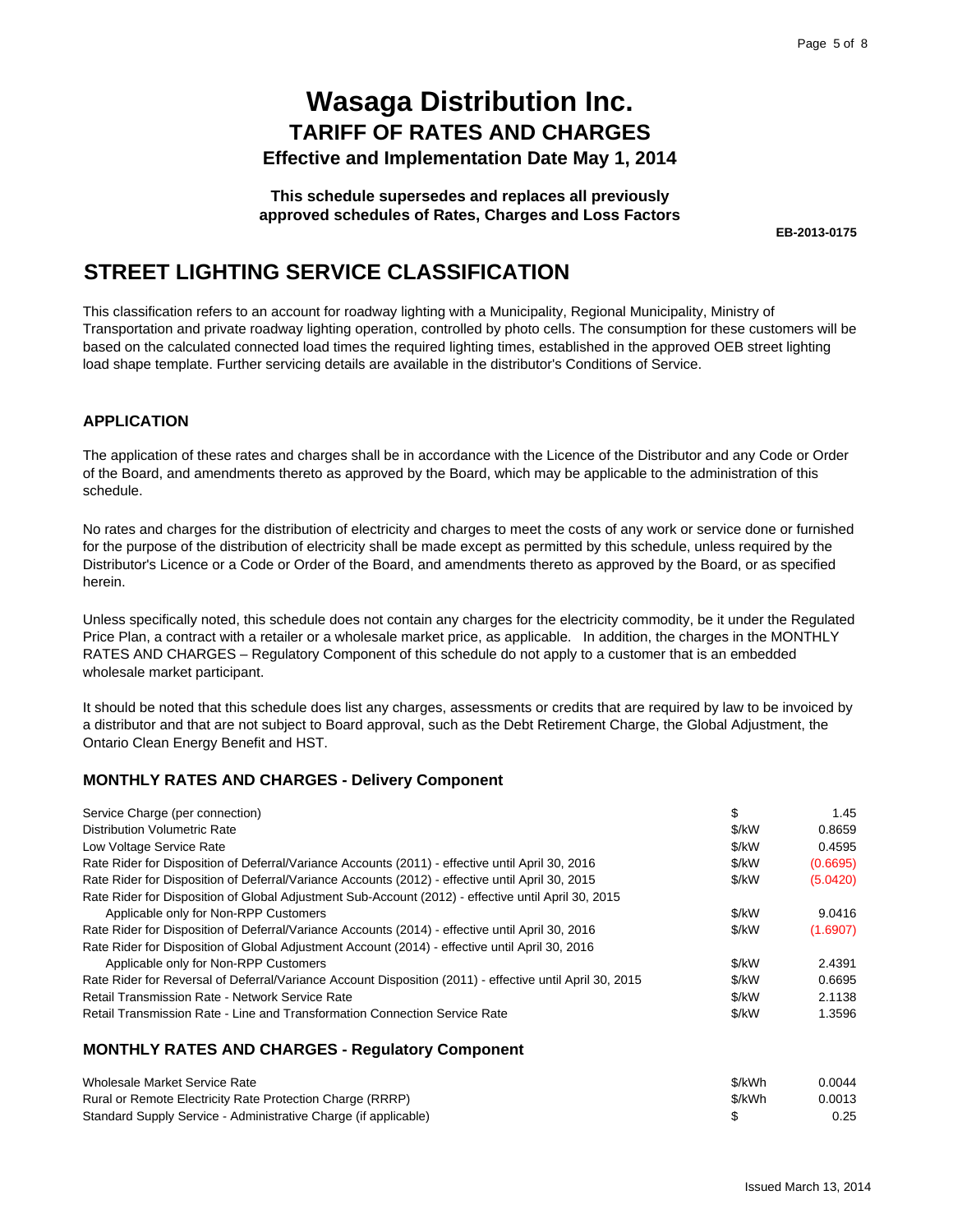# Wasaga Distribution Inc.

## TARIFF OF RATES AND CHARGES

### Effective and Implementation Date May 1, 2014

**This schedule supersedes and replaces all previously approved schedules of Rates, Charges and Loss Factors**

**EB-2013-0175**

## STREET LIGHTING SERVICE CLASSIFICATION

This classification refers to an account for roadway lighting with a Municipality, Regional Municipality, Ministry of Transportation and private roadway lighting operation, controlled by photo cells. The consumption for these customers will be based on the calculated connected load times the required lighting times, established in the approved OEB street lighting load shape template. Further servicing details are available in the distributor's Conditions of Service.

### APPLICATION

The application of these rates and charges shall be in accordance with the Licence of the Distributor and any Code or Order of the Board, and amendments thereto as approved by the Board, which may be applicable to the administration of this schedule.

No rates and charges for the distribution of electricity and charges to meet the costs of any work or service done or furnished for the purpose of the distribution of electricity shall be made except as permitted by this schedule, unless required by the Distributor's Licence or a Code or Order of the Board, and amendments thereto as approved by the Board, or as specified herein.

Unless specifically noted, this schedule does not contain any charges for the electricity commodity, be it under the Regulated Price Plan, a contract with a retailer or a wholesale market price, as applicable. In addition, the charges in the MONTHLY RATES AND CHARGES – Regulatory Component of this schedule do not apply to a customer that is an embedded wholesale market participant.

It should be noted that this schedule does list any charges, assessments or credits that are required by law to be invoiced by a distributor and that are not subject to Board approval, such as the Debt Retirement Charge, the Global Adjustment, the Ontario Clean Energy Benefit and HST.

### MONTHLY RATES AND CHARGES - Delivery Component

| | | |
|---|---|---|
| Service Charge (per connection) | $ | 1.45 |
| Distribution Volumetric Rate | $/kW | 0.8659 |
| Low Voltage Service Rate | $/kW | 0.4595 |
| Rate Rider for Disposition of Deferral/Variance Accounts (2011) - effective until April 30, 2016 | $/kW | (0.6695) |
| Rate Rider for Disposition of Deferral/Variance Accounts (2012) - effective until April 30, 2015 | $/kW | (5.0420) |
| Rate Rider for Disposition of Global Adjustment Sub-Account (2012) - effective until April 30, 2015 | | |
| Applicable only for Non-RPP Customers | $/kW | 9.0416 |
| Rate Rider for Disposition of Deferral/Variance Accounts (2014) - effective until April 30, 2016 | $/kW | (1.6907) |
| Rate Rider for Disposition of Global Adjustment Account (2014) - effective until April 30, 2016 | | |
| Applicable only for Non-RPP Customers | $/kW | 2.4391 |
| Rate Rider for Reversal of Deferral/Variance Account Disposition (2011) - effective until April 30, 2015 | $/kW | 0.6695 |
| Retail Transmission Rate - Network Service Rate | $/kW | 2.1138 |
| Retail Transmission Rate - Line and Transformation Connection Service Rate | $/kW | 1.3596 |

### MONTHLY RATES AND CHARGES - Regulatory Component

| | | |
|---|---|---|
| Wholesale Market Service Rate | $/kWh | 0.0044 |
| Rural or Remote Electricity Rate Protection Charge (RRRP) | $/kWh | 0.0013 |
| Standard Supply Service - Administrative Charge (if applicable) | $ | 0.25 |

Issued March 13, 2014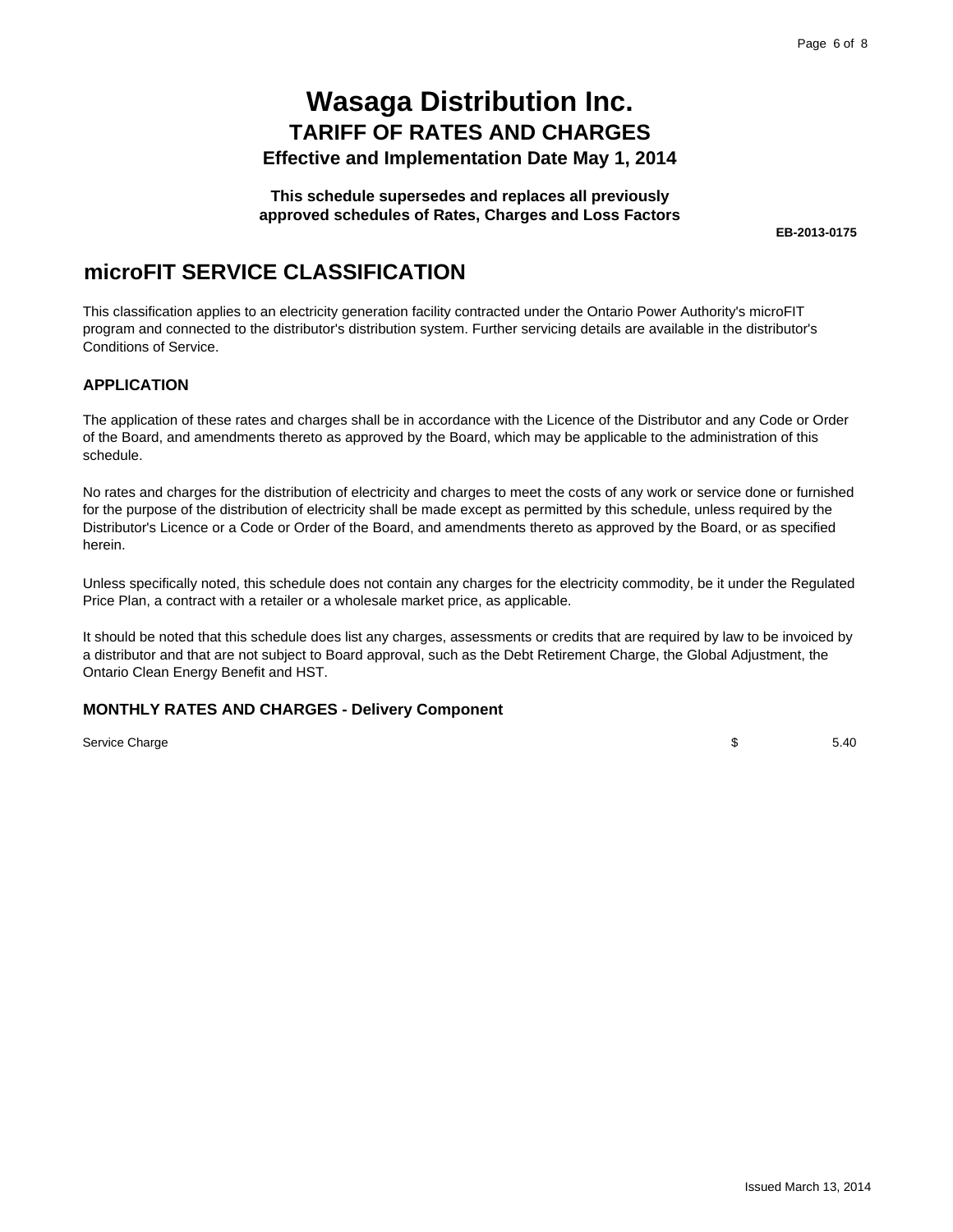# Wasaga Distribution Inc.

## TARIFF OF RATES AND CHARGES

### Effective and Implementation Date May 1, 2014

**This schedule supersedes and replaces all previously approved schedules of Rates, Charges and Loss Factors**

**EB-2013-0175**

## microFIT SERVICE CLASSIFICATION

This classification applies to an electricity generation facility contracted under the Ontario Power Authority's microFIT program and connected to the distributor's distribution system. Further servicing details are available in the distributor's Conditions of Service.

### APPLICATION

The application of these rates and charges shall be in accordance with the Licence of the Distributor and any Code or Order of the Board, and amendments thereto as approved by the Board, which may be applicable to the administration of this schedule.

No rates and charges for the distribution of electricity and charges to meet the costs of any work or service done or furnished for the purpose of the distribution of electricity shall be made except as permitted by this schedule, unless required by the Distributor's Licence or a Code or Order of the Board, and amendments thereto as approved by the Board, or as specified herein.

Unless specifically noted, this schedule does not contain any charges for the electricity commodity, be it under the Regulated Price Plan, a contract with a retailer or a wholesale market price, as applicable.

It should be noted that this schedule does list any charges, assessments or credits that are required by law to be invoiced by a distributor and that are not subject to Board approval, such as the Debt Retirement Charge, the Global Adjustment, the Ontario Clean Energy Benefit and HST.

### MONTHLY RATES AND CHARGES - Delivery Component

| | | |
|---|---|---|
| Service Charge | $ | 5.40 |

Issued March 13, 2014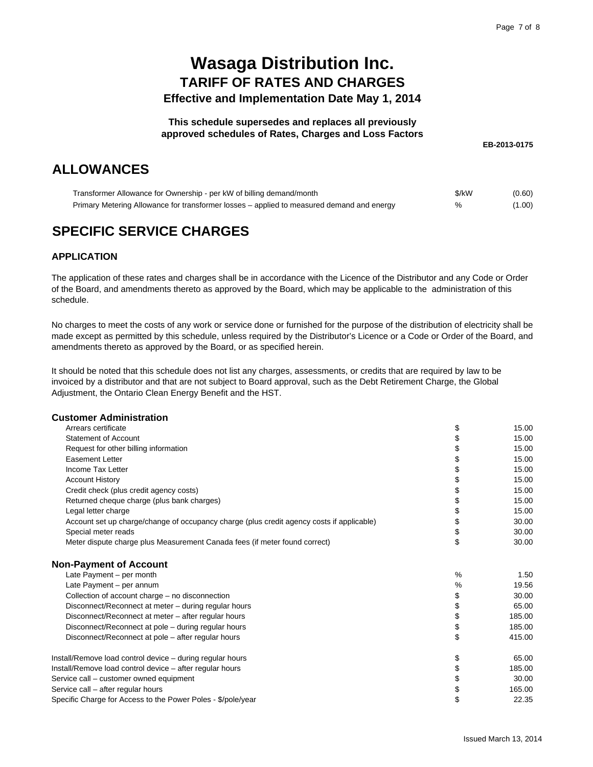# Wasaga Distribution Inc.
## TARIFF OF RATES AND CHARGES
### Effective and Implementation Date May 1, 2014

**This schedule supersedes and replaces all previously approved schedules of Rates, Charges and Loss Factors**

**EB-2013-0175**

## ALLOWANCES

| | | |
|---|---|---|
| Transformer Allowance for Ownership - per kW of billing demand/month | $/kW | (0.60) |
| Primary Metering Allowance for transformer losses – applied to measured demand and energy | % | (1.00) |

## SPECIFIC SERVICE CHARGES

### APPLICATION

The application of these rates and charges shall be in accordance with the Licence of the Distributor and any Code or Order of the Board, and amendments thereto as approved by the Board, which may be applicable to the administration of this schedule.

No charges to meet the costs of any work or service done or furnished for the purpose of the distribution of electricity shall be made except as permitted by this schedule, unless required by the Distributor's Licence or a Code or Order of the Board, and amendments thereto as approved by the Board, or as specified herein.

It should be noted that this schedule does not list any charges, assessments, or credits that are required by law to be invoiced by a distributor and that are not subject to Board approval, such as the Debt Retirement Charge, the Global Adjustment, the Ontario Clean Energy Benefit and the HST.

**Customer Administration**

| | | |
|---|---|---|
| Arrears certificate | $ | 15.00 |
| Statement of Account | $ | 15.00 |
| Request for other billing information | $ | 15.00 |
| Easement Letter | $ | 15.00 |
| Income Tax Letter | $ | 15.00 |
| Account History | $ | 15.00 |
| Credit check (plus credit agency costs) | $ | 15.00 |
| Returned cheque charge (plus bank charges) | $ | 15.00 |
| Legal letter charge | $ | 15.00 |
| Account set up charge/change of occupancy charge (plus credit agency costs if applicable) | $ | 30.00 |
| Special meter reads | $ | 30.00 |
| Meter dispute charge plus Measurement Canada fees (if meter found correct) | $ | 30.00 |

**Non-Payment of Account**

| | | |
|---|---|---|
| Late Payment – per month | % | 1.50 |
| Late Payment – per annum | % | 19.56 |
| Collection of account charge – no disconnection | $ | 30.00 |
| Disconnect/Reconnect at meter – during regular hours | $ | 65.00 |
| Disconnect/Reconnect at meter – after regular hours | $ | 185.00 |
| Disconnect/Reconnect at pole – during regular hours | $ | 185.00 |
| Disconnect/Reconnect at pole – after regular hours | $ | 415.00 |

| | | |
|---|---|---|
| Install/Remove load control device – during regular hours | $ | 65.00 |
| Install/Remove load control device – after regular hours | $ | 185.00 |
| Service call – customer owned equipment | $ | 30.00 |
| Service call – after regular hours | $ | 165.00 |
| Specific Charge for Access to the Power Poles - $/pole/year | $ | 22.35 |

Issued March 13, 2014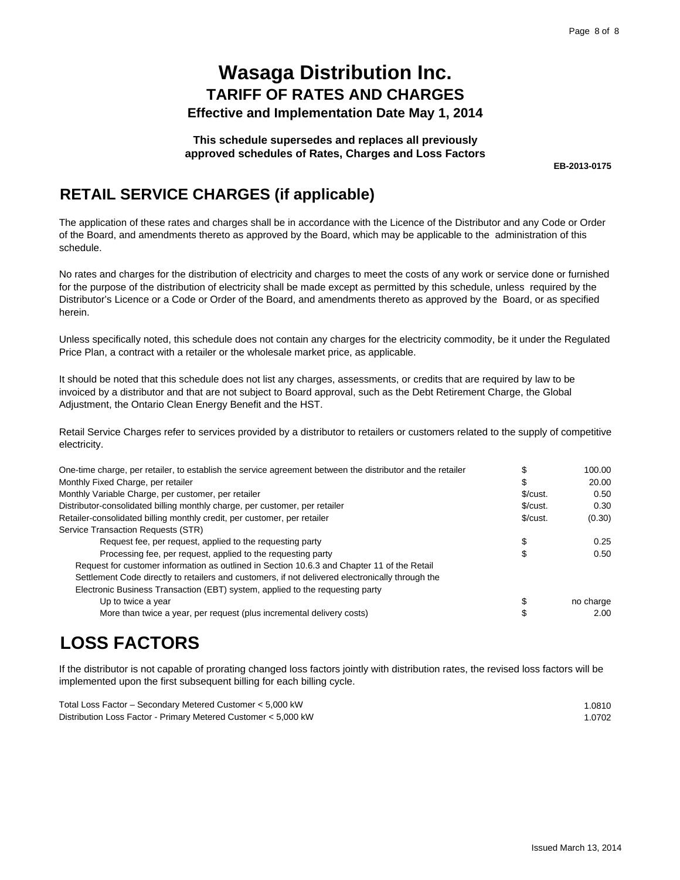# Wasaga Distribution Inc.

## TARIFF OF RATES AND CHARGES

### Effective and Implementation Date May 1, 2014

**This schedule supersedes and replaces all previously approved schedules of Rates, Charges and Loss Factors**

**EB-2013-0175**

## RETAIL SERVICE CHARGES (if applicable)

The application of these rates and charges shall be in accordance with the Licence of the Distributor and any Code or Order of the Board, and amendments thereto as approved by the Board, which may be applicable to the administration of this schedule.

No rates and charges for the distribution of electricity and charges to meet the costs of any work or service done or furnished for the purpose of the distribution of electricity shall be made except as permitted by this schedule, unless required by the Distributor's Licence or a Code or Order of the Board, and amendments thereto as approved by the Board, or as specified herein.

Unless specifically noted, this schedule does not contain any charges for the electricity commodity, be it under the Regulated Price Plan, a contract with a retailer or the wholesale market price, as applicable.

It should be noted that this schedule does not list any charges, assessments, or credits that are required by law to be invoiced by a distributor and that are not subject to Board approval, such as the Debt Retirement Charge, the Global Adjustment, the Ontario Clean Energy Benefit and the HST.

Retail Service Charges refer to services provided by a distributor to retailers or customers related to the supply of competitive electricity.

| | | |
|---|---|---|
| One-time charge, per retailer, to establish the service agreement between the distributor and the retailer | $ | 100.00 |
| Monthly Fixed Charge, per retailer | $ | 20.00 |
| Monthly Variable Charge, per customer, per retailer | $/cust. | 0.50 |
| Distributor-consolidated billing monthly charge, per customer, per retailer | $/cust. | 0.30 |
| Retailer-consolidated billing monthly credit, per customer, per retailer | $/cust. | (0.30) |
| Service Transaction Requests (STR) | | |
| Request fee, per request, applied to the requesting party | $ | 0.25 |
| Processing fee, per request, applied to the requesting party | $ | 0.50 |
| Request for customer information as outlined in Section 10.6.3 and Chapter 11 of the Retail Settlement Code directly to retailers and customers, if not delivered electronically through the Electronic Business Transaction (EBT) system, applied to the requesting party | | |
| Up to twice a year | $ | no charge |
| More than twice a year, per request (plus incremental delivery costs) | $ | 2.00 |

## LOSS FACTORS

If the distributor is not capable of prorating changed loss factors jointly with distribution rates, the revised loss factors will be implemented upon the first subsequent billing for each billing cycle.

| | |
|---|---|
| Total Loss Factor – Secondary Metered Customer < 5,000 kW | 1.0810 |
| Distribution Loss Factor - Primary Metered Customer < 5,000 kW | 1.0702 |

Issued March 13, 2014